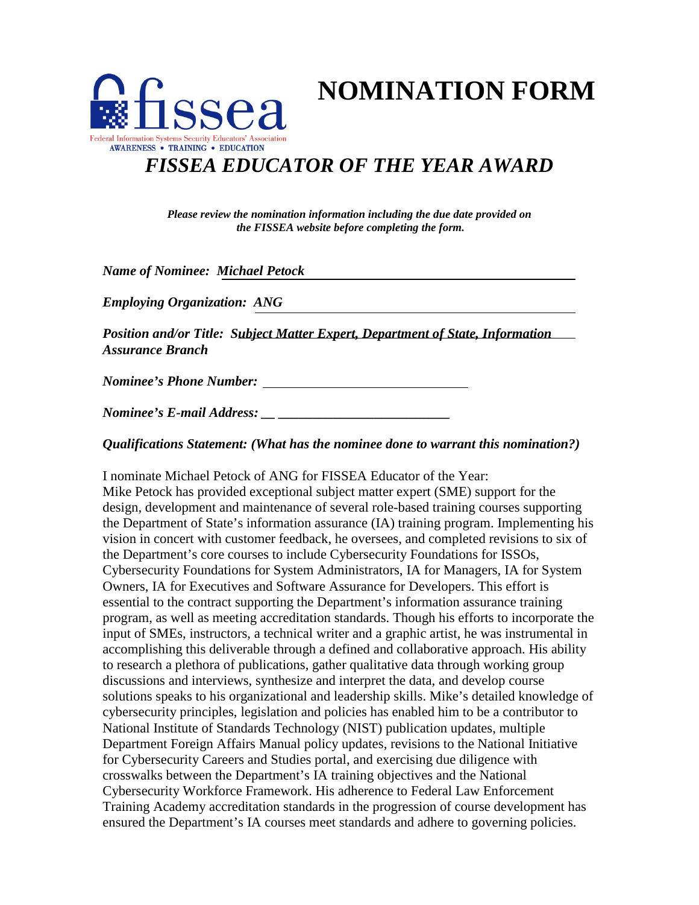fissea

Federal Information Systems Security Educators' Association

AWARENESS • TRAINING • EDUCATION

# NOMINATION FORM

## *FISSEA EDUCATOR OF THE YEAR AWARD*

***Please review the nomination information including the due date provided on the FISSEA website before completing the form.***

***Name of Nominee:*** ***Michael Petock***

***Employing Organization:*** ***ANG***

***Position and/or Title:*** ***Subject Matter Expert, Department of State, Information Assurance Branch***

***Nominee's Phone Number:***

***Nominee's E-mail Address:***

***Qualifications Statement: (What has the nominee done to warrant this nomination?)***

I nominate Michael Petock of ANG for FISSEA Educator of the Year:
Mike Petock has provided exceptional subject matter expert (SME) support for the design, development and maintenance of several role-based training courses supporting the Department of State's information assurance (IA) training program. Implementing his vision in concert with customer feedback, he oversees, and completed revisions to six of the Department's core courses to include Cybersecurity Foundations for ISSOs, Cybersecurity Foundations for System Administrators, IA for Managers, IA for System Owners, IA for Executives and Software Assurance for Developers. This effort is essential to the contract supporting the Department's information assurance training program, as well as meeting accreditation standards. Though his efforts to incorporate the input of SMEs, instructors, a technical writer and a graphic artist, he was instrumental in accomplishing this deliverable through a defined and collaborative approach. His ability to research a plethora of publications, gather qualitative data through working group discussions and interviews, synthesize and interpret the data, and develop course solutions speaks to his organizational and leadership skills. Mike's detailed knowledge of cybersecurity principles, legislation and policies has enabled him to be a contributor to National Institute of Standards Technology (NIST) publication updates, multiple Department Foreign Affairs Manual policy updates, revisions to the National Initiative for Cybersecurity Careers and Studies portal, and exercising due diligence with crosswalks between the Department's IA training objectives and the National Cybersecurity Workforce Framework. His adherence to Federal Law Enforcement Training Academy accreditation standards in the progression of course development has ensured the Department's IA courses meet standards and adhere to governing policies.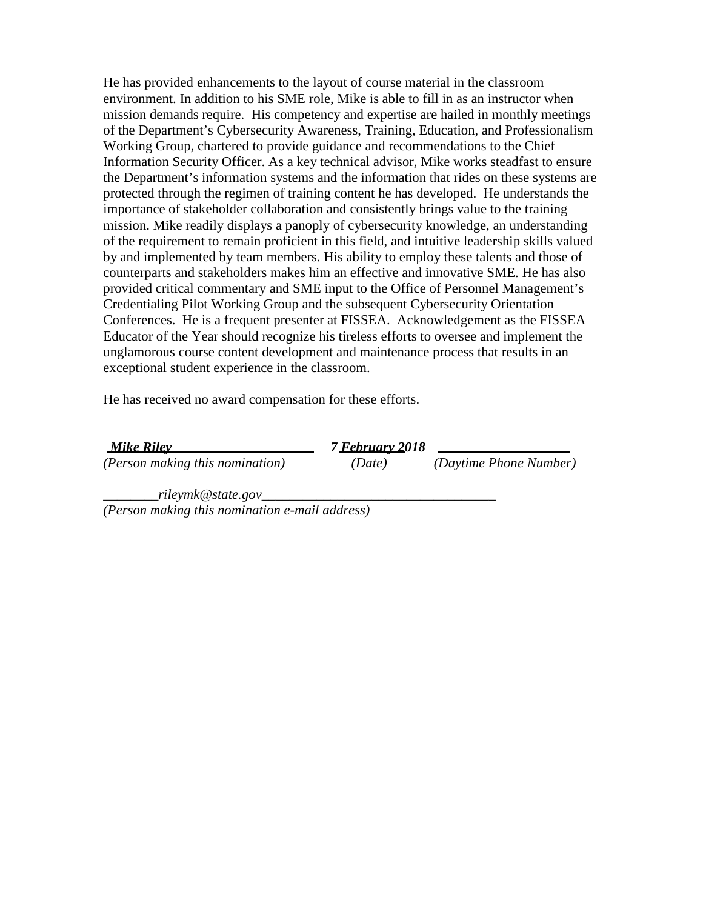He has provided enhancements to the layout of course material in the classroom environment. In addition to his SME role, Mike is able to fill in as an instructor when mission demands require. His competency and expertise are hailed in monthly meetings of the Department's Cybersecurity Awareness, Training, Education, and Professionalism Working Group, chartered to provide guidance and recommendations to the Chief Information Security Officer. As a key technical advisor, Mike works steadfast to ensure the Department's information systems and the information that rides on these systems are protected through the regimen of training content he has developed. He understands the importance of stakeholder collaboration and consistently brings value to the training mission. Mike readily displays a panoply of cybersecurity knowledge, an understanding of the requirement to remain proficient in this field, and intuitive leadership skills valued by and implemented by team members. His ability to employ these talents and those of counterparts and stakeholders makes him an effective and innovative SME. He has also provided critical commentary and SME input to the Office of Personnel Management's Credentialing Pilot Working Group and the subsequent Cybersecurity Orientation Conferences. He is a frequent presenter at FISSEA. Acknowledgement as the FISSEA Educator of the Year should recognize his tireless efforts to oversee and implement the unglamorous course content development and maintenance process that results in an exceptional student experience in the classroom.

He has received no award compensation for these efforts.

***Mike Riley***_____________________ ***7 February 2018*** ___________________
*(Person making this nomination)* *(Date)* *(Daytime Phone Number)*

________*rileymk@state.gov*__________________________________
*(Person making this nomination e-mail address)*